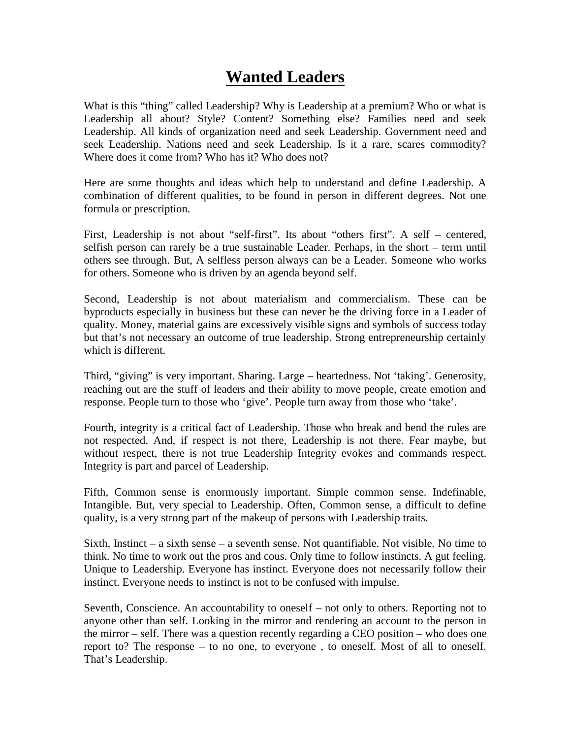# Wanted Leaders

What is this "thing" called Leadership? Why is Leadership at a premium? Who or what is Leadership all about? Style? Content? Something else? Families need and seek Leadership. All kinds of organization need and seek Leadership. Government need and seek Leadership. Nations need and seek Leadership. Is it a rare, scares commodity? Where does it come from? Who has it? Who does not?

Here are some thoughts and ideas which help to understand and define Leadership. A combination of different qualities, to be found in person in different degrees. Not one formula or prescription.

First, Leadership is not about "self-first". Its about "others first". A self – centered, selfish person can rarely be a true sustainable Leader. Perhaps, in the short – term until others see through. But, A selfless person always can be a Leader. Someone who works for others. Someone who is driven by an agenda beyond self.

Second, Leadership is not about materialism and commercialism. These can be byproducts especially in business but these can never be the driving force in a Leader of quality. Money, material gains are excessively visible signs and symbols of success today but that's not necessary an outcome of true leadership. Strong entrepreneurship certainly which is different.

Third, "giving" is very important. Sharing. Large – heartedness. Not 'taking'. Generosity, reaching out are the stuff of leaders and their ability to move people, create emotion and response. People turn to those who 'give'. People turn away from those who 'take'.

Fourth, integrity is a critical fact of Leadership. Those who break and bend the rules are not respected. And, if respect is not there, Leadership is not there. Fear maybe, but without respect, there is not true Leadership Integrity evokes and commands respect. Integrity is part and parcel of Leadership.

Fifth, Common sense is enormously important. Simple common sense. Indefinable, Intangible. But, very special to Leadership. Often, Common sense, a difficult to define quality, is a very strong part of the makeup of persons with Leadership traits.

Sixth, Instinct – a sixth sense – a seventh sense. Not quantifiable. Not visible. No time to think. No time to work out the pros and cous. Only time to follow instincts. A gut feeling. Unique to Leadership. Everyone has instinct. Everyone does not necessarily follow their instinct. Everyone needs to instinct is not to be confused with impulse.

Seventh, Conscience. An accountability to oneself – not only to others. Reporting not to anyone other than self. Looking in the mirror and rendering an account to the person in the mirror – self. There was a question recently regarding a CEO position – who does one report to? The response – to no one, to everyone , to oneself. Most of all to oneself. That's Leadership.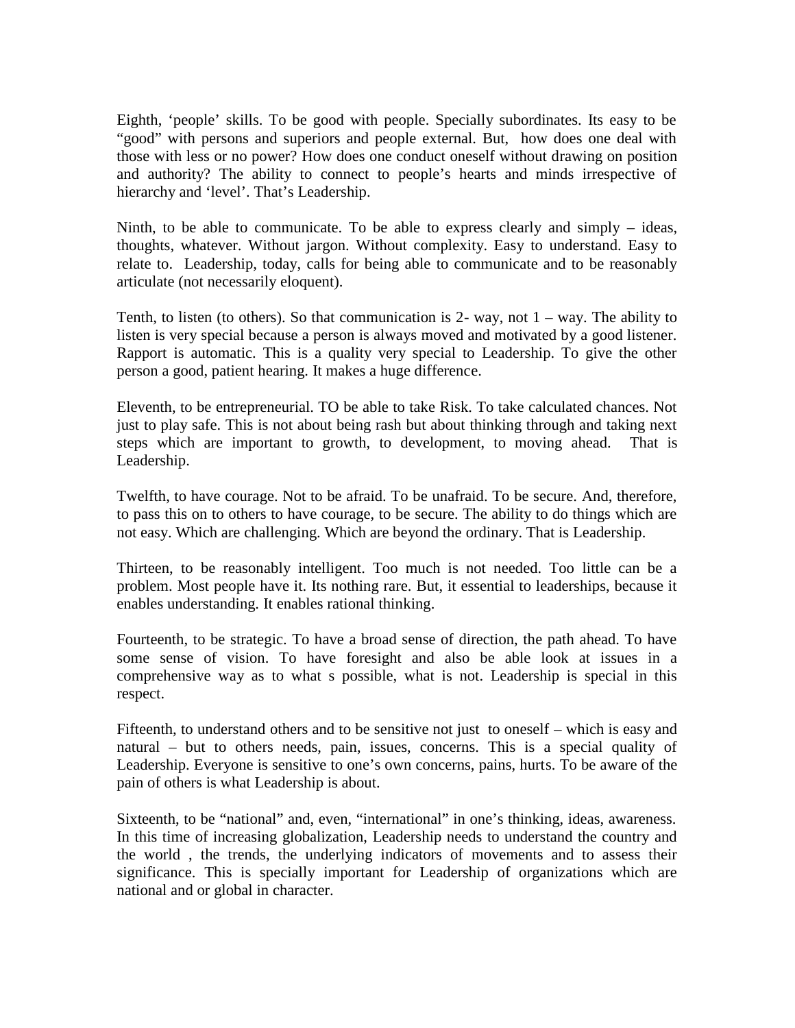Eighth, 'people' skills. To be good with people. Specially subordinates. Its easy to be "good" with persons and superiors and people external. But, how does one deal with those with less or no power? How does one conduct oneself without drawing on position and authority? The ability to connect to people's hearts and minds irrespective of hierarchy and 'level'. That's Leadership.

Ninth, to be able to communicate. To be able to express clearly and simply – ideas, thoughts, whatever. Without jargon. Without complexity. Easy to understand. Easy to relate to. Leadership, today, calls for being able to communicate and to be reasonably articulate (not necessarily eloquent).

Tenth, to listen (to others). So that communication is 2- way, not 1 – way. The ability to listen is very special because a person is always moved and motivated by a good listener. Rapport is automatic. This is a quality very special to Leadership. To give the other person a good, patient hearing. It makes a huge difference.

Eleventh, to be entrepreneurial. TO be able to take Risk. To take calculated chances. Not just to play safe. This is not about being rash but about thinking through and taking next steps which are important to growth, to development, to moving ahead. That is Leadership.

Twelfth, to have courage. Not to be afraid. To be unafraid. To be secure. And, therefore, to pass this on to others to have courage, to be secure. The ability to do things which are not easy. Which are challenging. Which are beyond the ordinary. That is Leadership.

Thirteen, to be reasonably intelligent. Too much is not needed. Too little can be a problem. Most people have it. Its nothing rare. But, it essential to leaderships, because it enables understanding. It enables rational thinking.

Fourteenth, to be strategic. To have a broad sense of direction, the path ahead. To have some sense of vision. To have foresight and also be able look at issues in a comprehensive way as to what s possible, what is not. Leadership is special in this respect.

Fifteenth, to understand others and to be sensitive not just to oneself – which is easy and natural – but to others needs, pain, issues, concerns. This is a special quality of Leadership. Everyone is sensitive to one's own concerns, pains, hurts. To be aware of the pain of others is what Leadership is about.

Sixteenth, to be "national" and, even, "international" in one's thinking, ideas, awareness. In this time of increasing globalization, Leadership needs to understand the country and the world , the trends, the underlying indicators of movements and to assess their significance. This is specially important for Leadership of organizations which are national and or global in character.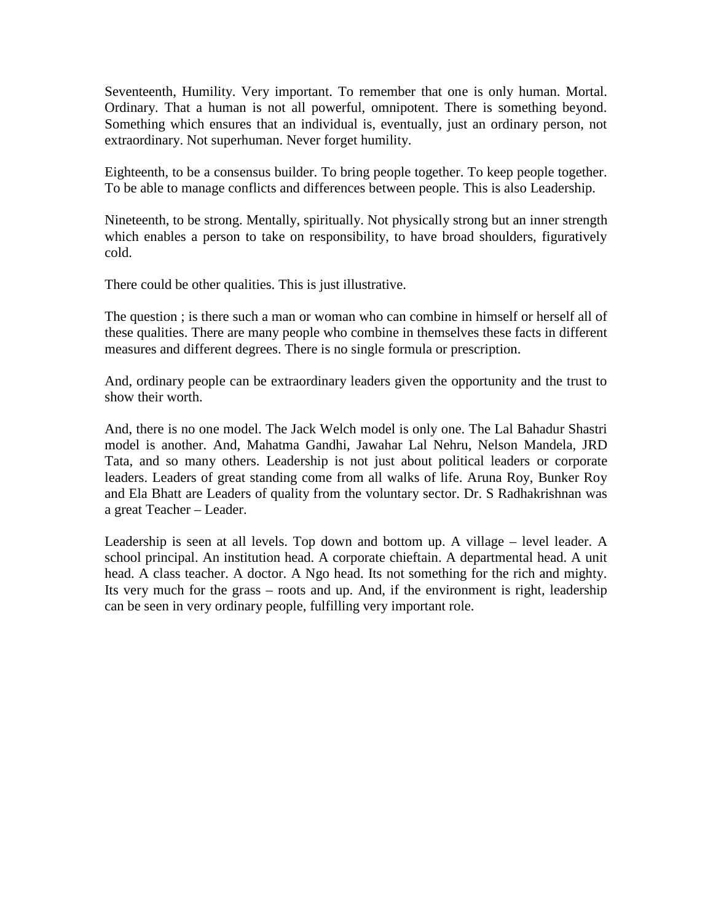Seventeenth, Humility. Very important. To remember that one is only human. Mortal. Ordinary. That a human is not all powerful, omnipotent. There is something beyond. Something which ensures that an individual is, eventually, just an ordinary person, not extraordinary. Not superhuman. Never forget humility.

Eighteenth, to be a consensus builder. To bring people together. To keep people together. To be able to manage conflicts and differences between people. This is also Leadership.

Nineteenth, to be strong. Mentally, spiritually. Not physically strong but an inner strength which enables a person to take on responsibility, to have broad shoulders, figuratively cold.

There could be other qualities. This is just illustrative.

The question ; is there such a man or woman who can combine in himself or herself all of these qualities. There are many people who combine in themselves these facts in different measures and different degrees. There is no single formula or prescription.

And, ordinary people can be extraordinary leaders given the opportunity and the trust to show their worth.

And, there is no one model. The Jack Welch model is only one. The Lal Bahadur Shastri model is another. And, Mahatma Gandhi, Jawahar Lal Nehru, Nelson Mandela, JRD Tata, and so many others. Leadership is not just about political leaders or corporate leaders. Leaders of great standing come from all walks of life. Aruna Roy, Bunker Roy and Ela Bhatt are Leaders of quality from the voluntary sector. Dr. S Radhakrishnan was a great Teacher – Leader.

Leadership is seen at all levels. Top down and bottom up. A village – level leader. A school principal. An institution head. A corporate chieftain. A departmental head. A unit head. A class teacher. A doctor. A Ngo head. Its not something for the rich and mighty. Its very much for the grass – roots and up. And, if the environment is right, leadership can be seen in very ordinary people, fulfilling very important role.